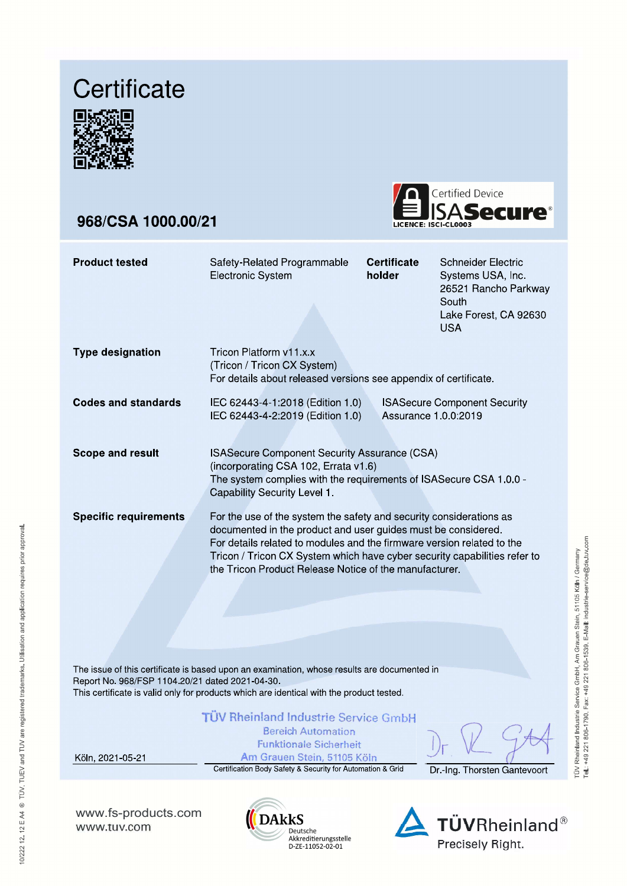# Certificate

## 968/CSA 1000.00/21

Certified Device ISASecure®
LICENCE: ISCI-CL0003

| | | | |
|---|---|---|---|
| **Product tested** | Safety-Related Programmable Electronic System | **Certificate holder** | Schneider Electric Systems USA, Inc. 26521 Rancho Parkway South Lake Forest, CA 92630 USA |

**Type designation**
Tricon Platform v11.x.x
(Tricon / Tricon CX System)
For details about released versions see appendix of certificate.

**Codes and standards**
IEC 62443-4-1:2018 (Edition 1.0)
IEC 62443-4-2:2019 (Edition 1.0)
ISASecure Component Security Assurance 1.0.0:2019

**Scope and result**
ISASecure Component Security Assurance (CSA)
(incorporating CSA 102, Errata v1.6)
The system complies with the requirements of ISASecure CSA 1.0.0 - Capability Security Level 1.

**Specific requirements**
For the use of the system the safety and security considerations as documented in the product and user guides must be considered.
For details related to modules and the firmware version related to the Tricon / Tricon CX System which have cyber security capabilities refer to the Tricon Product Release Notice of the manufacturer.

The issue of this certificate is based upon an examination, whose results are documented in Report No. 968/FSP 1104.20/21 dated 2021-04-30.
This certificate is valid only for products which are identical with the product tested.

Köln, 2021-05-21

TÜV Rheinland Industrie Service GmbH
Bereich Automation
Funktionale Sicherheit
Am Grauen Stein, 51105 Köln
Certification Body Safety & Security for Automation & Grid

Dr.-Ing. Thorsten Gantevoort

www.fs-products.com
www.tuv.com

DAkkS Deutsche Akkreditierungsstelle D-ZE-11052-02-01

TÜVRheinland® Precisely Right.

10/222 12.12 E A4 ® TÜV, TUEV and TUV are registered trademarks. Utilisation and application requires prior approval.

TÜV Rheinland Industrie Service GmbH, Am Grauen Stein, 51105 Köln / Germany
Tel.: +49 221 806-1790, Fax: +49 221 806-1539, E-Mail: industrie-service@de.tuv.com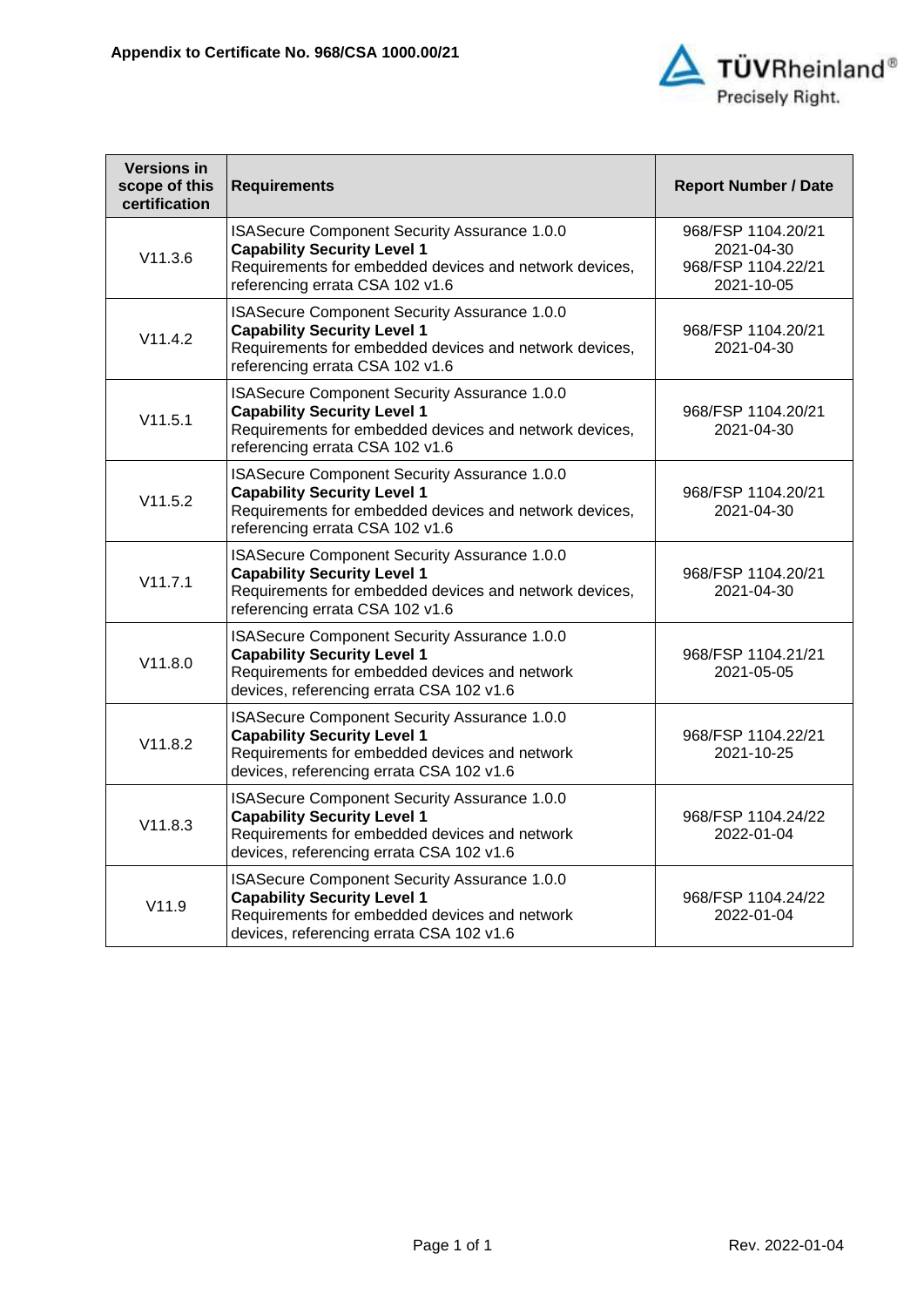**Appendix to Certificate No. 968/CSA 1000.00/21**

| Versions in scope of this certification | Requirements | Report Number / Date |
| --- | --- | --- |
| V11.3.6 | ISASecure Component Security Assurance 1.0.0 **Capability Security Level 1** Requirements for embedded devices and network devices, referencing errata CSA 102 v1.6 | 968/FSP 1104.20/21 2021-04-30 968/FSP 1104.22/21 2021-10-05 |
| V11.4.2 | ISASecure Component Security Assurance 1.0.0 **Capability Security Level 1** Requirements for embedded devices and network devices, referencing errata CSA 102 v1.6 | 968/FSP 1104.20/21 2021-04-30 |
| V11.5.1 | ISASecure Component Security Assurance 1.0.0 **Capability Security Level 1** Requirements for embedded devices and network devices, referencing errata CSA 102 v1.6 | 968/FSP 1104.20/21 2021-04-30 |
| V11.5.2 | ISASecure Component Security Assurance 1.0.0 **Capability Security Level 1** Requirements for embedded devices and network devices, referencing errata CSA 102 v1.6 | 968/FSP 1104.20/21 2021-04-30 |
| V11.7.1 | ISASecure Component Security Assurance 1.0.0 **Capability Security Level 1** Requirements for embedded devices and network devices, referencing errata CSA 102 v1.6 | 968/FSP 1104.20/21 2021-04-30 |
| V11.8.0 | ISASecure Component Security Assurance 1.0.0 **Capability Security Level 1** Requirements for embedded devices and network devices, referencing errata CSA 102 v1.6 | 968/FSP 1104.21/21 2021-05-05 |
| V11.8.2 | ISASecure Component Security Assurance 1.0.0 **Capability Security Level 1** Requirements for embedded devices and network devices, referencing errata CSA 102 v1.6 | 968/FSP 1104.22/21 2021-10-25 |
| V11.8.3 | ISASecure Component Security Assurance 1.0.0 **Capability Security Level 1** Requirements for embedded devices and network devices, referencing errata CSA 102 v1.6 | 968/FSP 1104.24/22 2022-01-04 |
| V11.9 | ISASecure Component Security Assurance 1.0.0 **Capability Security Level 1** Requirements for embedded devices and network devices, referencing errata CSA 102 v1.6 | 968/FSP 1104.24/22 2022-01-04 |

Rev. 2022-01-04